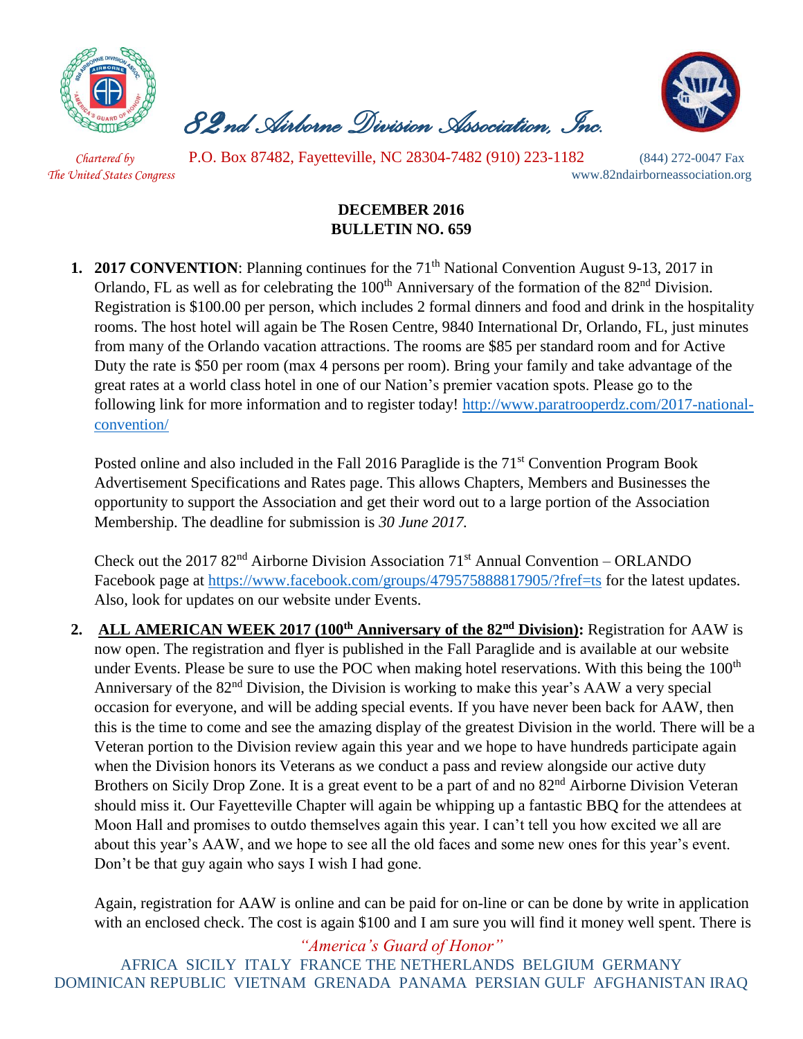# 82nd Airborne Division Association, Inc.

*Chartered by The United States Congress*

P.O. Box 87482, Fayetteville, NC 28304-7482 (910) 223-1182 (844) 272-0047 Fax

www.82ndairborneassociation.org

**DECEMBER 2016**
**BULLETIN NO. 659**

1. **2017 CONVENTION**: Planning continues for the 71th National Convention August 9-13, 2017 in Orlando, FL as well as for celebrating the 100th Anniversary of the formation of the 82nd Division. Registration is $100.00 per person, which includes 2 formal dinners and food and drink in the hospitality rooms. The host hotel will again be The Rosen Centre, 9840 International Dr, Orlando, FL, just minutes from many of the Orlando vacation attractions. The rooms are $85 per standard room and for Active Duty the rate is $50 per room (max 4 persons per room). Bring your family and take advantage of the great rates at a world class hotel in one of our Nation's premier vacation spots. Please go to the following link for more information and to register today! [http://www.paratrooperdz.com/2017-national-convention/](http://www.paratrooperdz.com/2017-national-convention/)

   Posted online and also included in the Fall 2016 Paraglide is the 71st Convention Program Book Advertisement Specifications and Rates page. This allows Chapters, Members and Businesses the opportunity to support the Association and get their word out to a large portion of the Association Membership. The deadline for submission is *30 June 2017.*

   Check out the 2017 82nd Airborne Division Association 71st Annual Convention – ORLANDO Facebook page at [https://www.facebook.com/groups/479575888817905/?fref=ts](https://www.facebook.com/groups/479575888817905/?fref=ts) for the latest updates. Also, look for updates on our website under Events.

2. **ALL AMERICAN WEEK 2017 (100th Anniversary of the 82nd Division):** Registration for AAW is now open. The registration and flyer is published in the Fall Paraglide and is available at our website under Events. Please be sure to use the POC when making hotel reservations. With this being the 100th Anniversary of the 82nd Division, the Division is working to make this year's AAW a very special occasion for everyone, and will be adding special events. If you have never been back for AAW, then this is the time to come and see the amazing display of the greatest Division in the world. There will be a Veteran portion to the Division review again this year and we hope to have hundreds participate again when the Division honors its Veterans as we conduct a pass and review alongside our active duty Brothers on Sicily Drop Zone. It is a great event to be a part of and no 82nd Airborne Division Veteran should miss it. Our Fayetteville Chapter will again be whipping up a fantastic BBQ for the attendees at Moon Hall and promises to outdo themselves again this year. I can't tell you how excited we all are about this year's AAW, and we hope to see all the old faces and some new ones for this year's event. Don't be that guy again who says I wish I had gone.

   Again, registration for AAW is online and can be paid for on-line or can be done by write in application with an enclosed check. The cost is again $100 and I am sure you will find it money well spent. There is

*"America's Guard of Honor"*

AFRICA SICILY ITALY FRANCE THE NETHERLANDS BELGIUM GERMANY DOMINICAN REPUBLIC VIETNAM GRENADA PANAMA PERSIAN GULF AFGHANISTAN IRAQ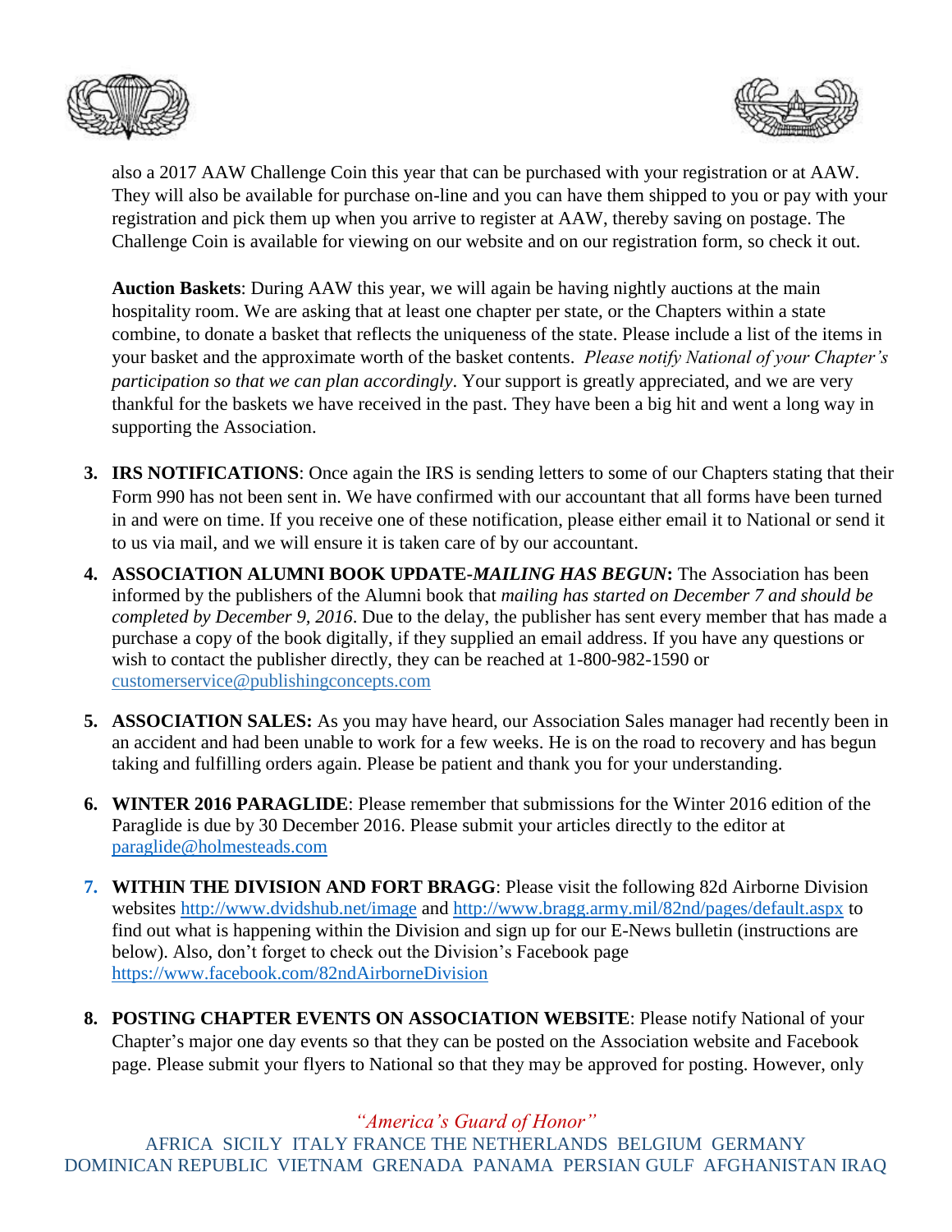also a 2017 AAW Challenge Coin this year that can be purchased with your registration or at AAW. They will also be available for purchase on-line and you can have them shipped to you or pay with your registration and pick them up when you arrive to register at AAW, thereby saving on postage. The Challenge Coin is available for viewing on our website and on our registration form, so check it out.

**Auction Baskets**: During AAW this year, we will again be having nightly auctions at the main hospitality room. We are asking that at least one chapter per state, or the Chapters within a state combine, to donate a basket that reflects the uniqueness of the state. Please include a list of the items in your basket and the approximate worth of the basket contents. *Please notify National of your Chapter's participation so that we can plan accordingly*. Your support is greatly appreciated, and we are very thankful for the baskets we have received in the past. They have been a big hit and went a long way in supporting the Association.

3. **IRS NOTIFICATIONS**: Once again the IRS is sending letters to some of our Chapters stating that their Form 990 has not been sent in. We have confirmed with our accountant that all forms have been turned in and were on time. If you receive one of these notification, please either email it to National or send it to us via mail, and we will ensure it is taken care of by our accountant.

4. **ASSOCIATION ALUMNI BOOK UPDATE-*MAILING HAS BEGUN*:** The Association has been informed by the publishers of the Alumni book that *mailing has started on December 7 and should be completed by December 9, 2016*. Due to the delay, the publisher has sent every member that has made a purchase a copy of the book digitally, if they supplied an email address. If you have any questions or wish to contact the publisher directly, they can be reached at 1-800-982-1590 or customerservice@publishingconcepts.com

5. **ASSOCIATION SALES:** As you may have heard, our Association Sales manager had recently been in an accident and had been unable to work for a few weeks. He is on the road to recovery and has begun taking and fulfilling orders again. Please be patient and thank you for your understanding.

6. **WINTER 2016 PARAGLIDE**: Please remember that submissions for the Winter 2016 edition of the Paraglide is due by 30 December 2016. Please submit your articles directly to the editor at paraglide@holmesteads.com

7. **WITHIN THE DIVISION AND FORT BRAGG**: Please visit the following 82d Airborne Division websites http://www.dvidshub.net/image and http://www.bragg.army.mil/82nd/pages/default.aspx to find out what is happening within the Division and sign up for our E-News bulletin (instructions are below). Also, don't forget to check out the Division's Facebook page https://www.facebook.com/82ndAirborneDivision

8. **POSTING CHAPTER EVENTS ON ASSOCIATION WEBSITE**: Please notify National of your Chapter's major one day events so that they can be posted on the Association website and Facebook page. Please submit your flyers to National so that they may be approved for posting. However, only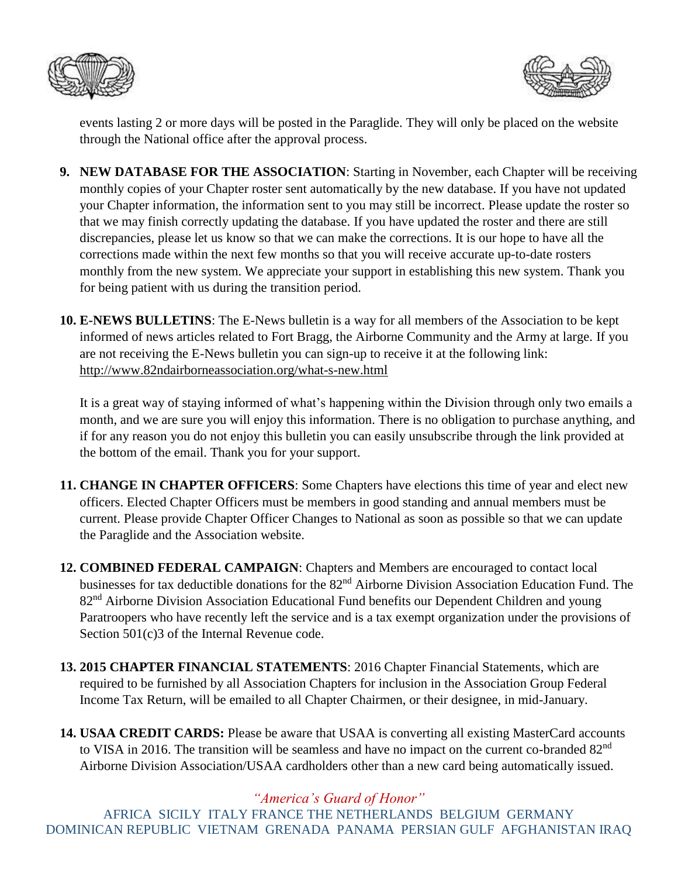events lasting 2 or more days will be posted in the Paraglide. They will only be placed on the website through the National office after the approval process.

9. **NEW DATABASE FOR THE ASSOCIATION**: Starting in November, each Chapter will be receiving monthly copies of your Chapter roster sent automatically by the new database. If you have not updated your Chapter information, the information sent to you may still be incorrect. Please update the roster so that we may finish correctly updating the database. If you have updated the roster and there are still discrepancies, please let us know so that we can make the corrections. It is our hope to have all the corrections made within the next few months so that you will receive accurate up-to-date rosters monthly from the new system. We appreciate your support in establishing this new system. Thank you for being patient with us during the transition period.

10. **E-NEWS BULLETINS**: The E-News bulletin is a way for all members of the Association to be kept informed of news articles related to Fort Bragg, the Airborne Community and the Army at large. If you are not receiving the E-News bulletin you can sign-up to receive it at the following link: http://www.82ndairborneassociation.org/what-s-new.html

    It is a great way of staying informed of what's happening within the Division through only two emails a month, and we are sure you will enjoy this information. There is no obligation to purchase anything, and if for any reason you do not enjoy this bulletin you can easily unsubscribe through the link provided at the bottom of the email. Thank you for your support.

11. **CHANGE IN CHAPTER OFFICERS**: Some Chapters have elections this time of year and elect new officers. Elected Chapter Officers must be members in good standing and annual members must be current. Please provide Chapter Officer Changes to National as soon as possible so that we can update the Paraglide and the Association website.

12. **COMBINED FEDERAL CAMPAIGN**: Chapters and Members are encouraged to contact local businesses for tax deductible donations for the 82nd Airborne Division Association Education Fund. The 82nd Airborne Division Association Educational Fund benefits our Dependent Children and young Paratroopers who have recently left the service and is a tax exempt organization under the provisions of Section 501(c)3 of the Internal Revenue code.

13. **2015 CHAPTER FINANCIAL STATEMENTS**: 2016 Chapter Financial Statements, which are required to be furnished by all Association Chapters for inclusion in the Association Group Federal Income Tax Return, will be emailed to all Chapter Chairmen, or their designee, in mid-January.

14. **USAA CREDIT CARDS:** Please be aware that USAA is converting all existing MasterCard accounts to VISA in 2016. The transition will be seamless and have no impact on the current co-branded 82nd Airborne Division Association/USAA cardholders other than a new card being automatically issued.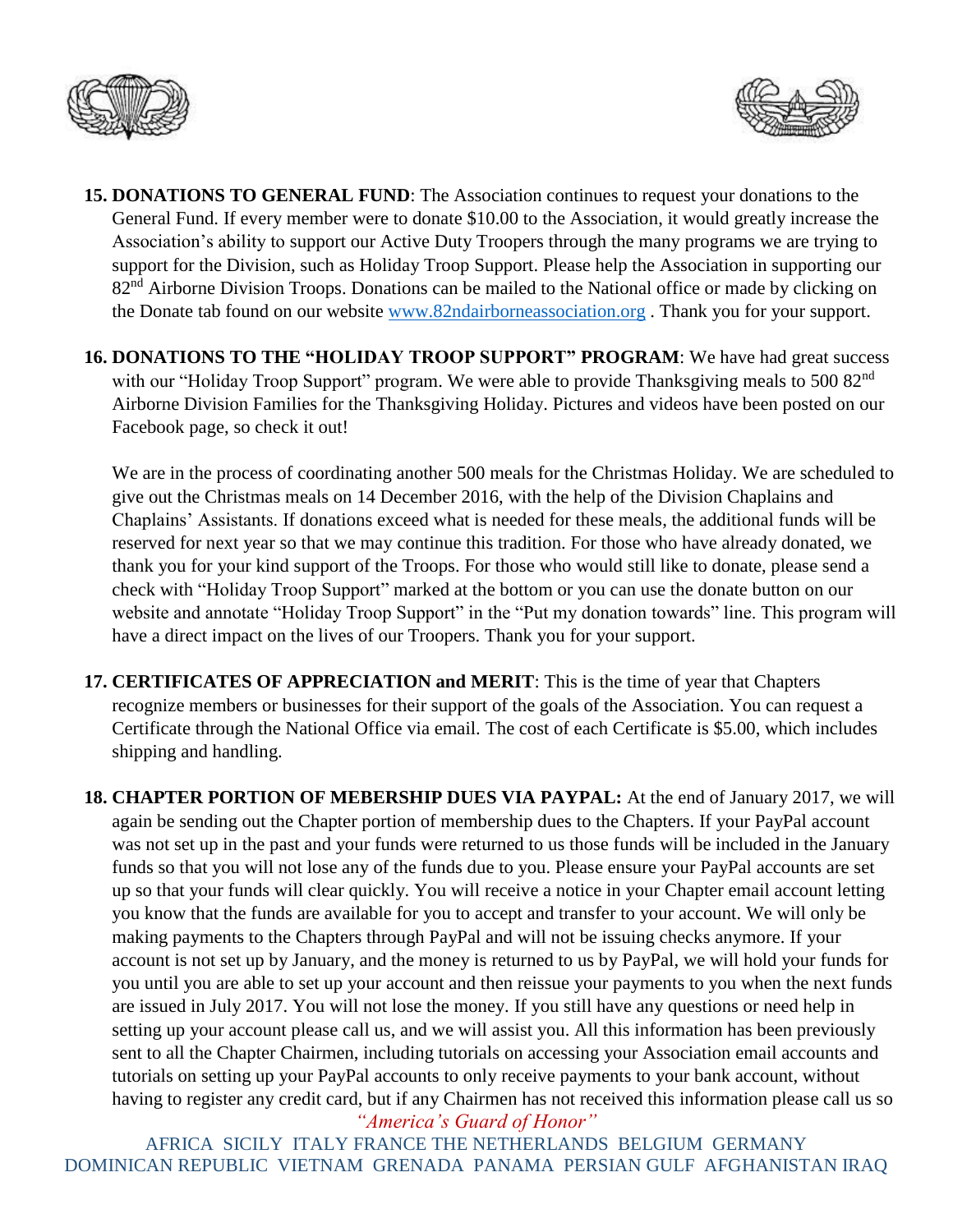15. **DONATIONS TO GENERAL FUND**: The Association continues to request your donations to the General Fund. If every member were to donate $10.00 to the Association, it would greatly increase the Association's ability to support our Active Duty Troopers through the many programs we are trying to support for the Division, such as Holiday Troop Support. Please help the Association in supporting our 82nd Airborne Division Troops. Donations can be mailed to the National office or made by clicking on the Donate tab found on our website www.82ndairborneassociation.org . Thank you for your support.

16. **DONATIONS TO THE "HOLIDAY TROOP SUPPORT" PROGRAM**: We have had great success with our "Holiday Troop Support" program. We were able to provide Thanksgiving meals to 500 82nd Airborne Division Families for the Thanksgiving Holiday. Pictures and videos have been posted on our Facebook page, so check it out!

    We are in the process of coordinating another 500 meals for the Christmas Holiday. We are scheduled to give out the Christmas meals on 14 December 2016, with the help of the Division Chaplains and Chaplains' Assistants. If donations exceed what is needed for these meals, the additional funds will be reserved for next year so that we may continue this tradition. For those who have already donated, we thank you for your kind support of the Troops. For those who would still like to donate, please send a check with "Holiday Troop Support" marked at the bottom or you can use the donate button on our website and annotate "Holiday Troop Support" in the "Put my donation towards" line. This program will have a direct impact on the lives of our Troopers. Thank you for your support.

17. **CERTIFICATES OF APPRECIATION and MERIT**: This is the time of year that Chapters recognize members or businesses for their support of the goals of the Association. You can request a Certificate through the National Office via email. The cost of each Certificate is $5.00, which includes shipping and handling.

18. **CHAPTER PORTION OF MEBERSHIP DUES VIA PAYPAL:** At the end of January 2017, we will again be sending out the Chapter portion of membership dues to the Chapters. If your PayPal account was not set up in the past and your funds were returned to us those funds will be included in the January funds so that you will not lose any of the funds due to you. Please ensure your PayPal accounts are set up so that your funds will clear quickly. You will receive a notice in your Chapter email account letting you know that the funds are available for you to accept and transfer to your account. We will only be making payments to the Chapters through PayPal and will not be issuing checks anymore. If your account is not set up by January, and the money is returned to us by PayPal, we will hold your funds for you until you are able to set up your account and then reissue your payments to you when the next funds are issued in July 2017. You will not lose the money. If you still have any questions or need help in setting up your account please call us, and we will assist you. All this information has been previously sent to all the Chapter Chairmen, including tutorials on accessing your Association email accounts and tutorials on setting up your PayPal accounts to only receive payments to your bank account, without having to register any credit card, but if any Chairmen has not received this information please call us so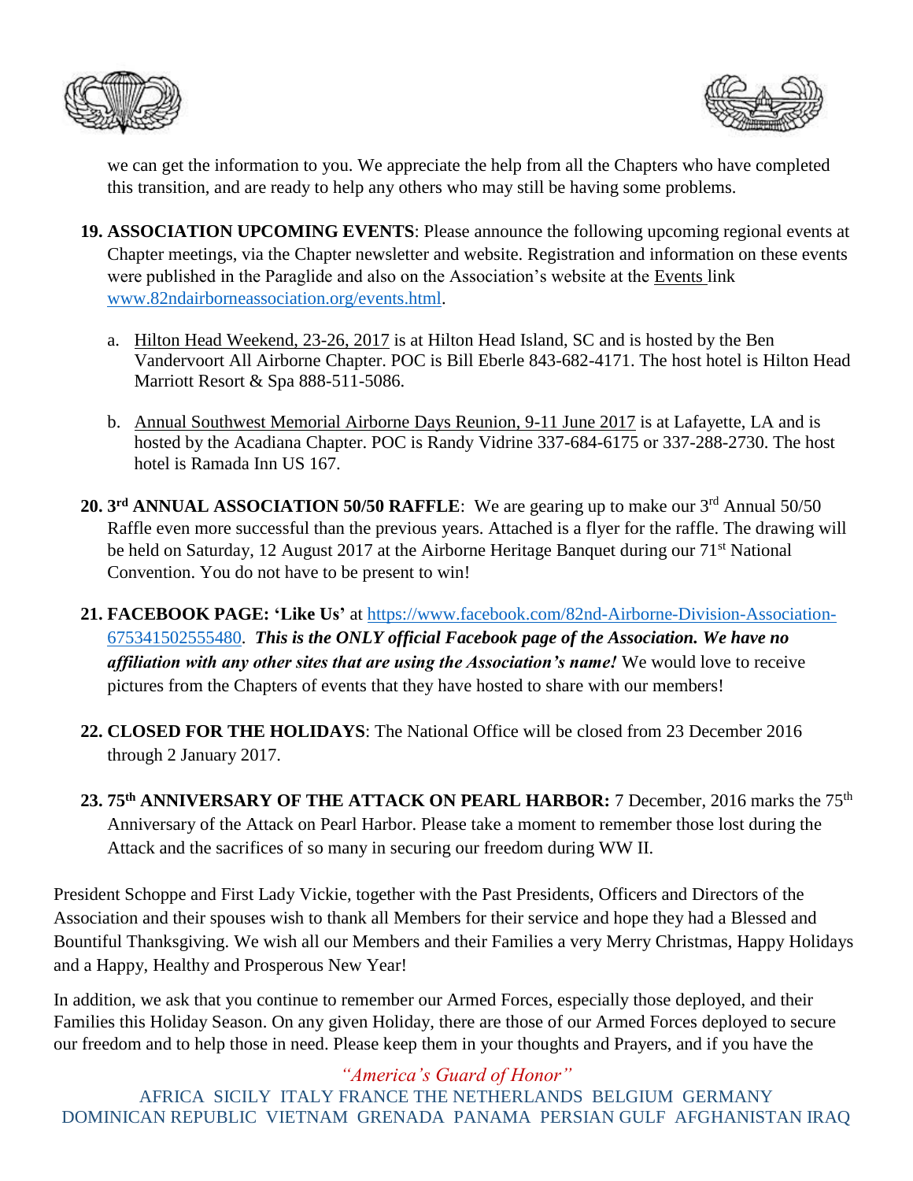we can get the information to you. We appreciate the help from all the Chapters who have completed this transition, and are ready to help any others who may still be having some problems.

19. **ASSOCIATION UPCOMING EVENTS**: Please announce the following upcoming regional events at Chapter meetings, via the Chapter newsletter and website. Registration and information on these events were published in the Paraglide and also on the Association's website at the Events link [www.82ndairborneassociation.org/events.html](www.82ndairborneassociation.org/events.html).

    a. Hilton Head Weekend, 23-26, 2017 is at Hilton Head Island, SC and is hosted by the Ben Vandervoort All Airborne Chapter. POC is Bill Eberle 843-682-4171. The host hotel is Hilton Head Marriott Resort & Spa 888-511-5086.

    b. Annual Southwest Memorial Airborne Days Reunion, 9-11 June 2017 is at Lafayette, LA and is hosted by the Acadiana Chapter. POC is Randy Vidrine 337-684-6175 or 337-288-2730. The host hotel is Ramada Inn US 167.

20. **3rd ANNUAL ASSOCIATION 50/50 RAFFLE**: We are gearing up to make our 3rd Annual 50/50 Raffle even more successful than the previous years. Attached is a flyer for the raffle. The drawing will be held on Saturday, 12 August 2017 at the Airborne Heritage Banquet during our 71st National Convention. You do not have to be present to win!

21. **FACEBOOK PAGE: 'Like Us'** at [https://www.facebook.com/82nd-Airborne-Division-Association-675341502555480](https://www.facebook.com/82nd-Airborne-Division-Association-675341502555480). ***This is the ONLY official Facebook page of the Association. We have no affiliation with any other sites that are using the Association's name!*** We would love to receive pictures from the Chapters of events that they have hosted to share with our members!

22. **CLOSED FOR THE HOLIDAYS**: The National Office will be closed from 23 December 2016 through 2 January 2017.

23. **75th ANNIVERSARY OF THE ATTACK ON PEARL HARBOR:** 7 December, 2016 marks the 75th Anniversary of the Attack on Pearl Harbor. Please take a moment to remember those lost during the Attack and the sacrifices of so many in securing our freedom during WW II.

President Schoppe and First Lady Vickie, together with the Past Presidents, Officers and Directors of the Association and their spouses wish to thank all Members for their service and hope they had a Blessed and Bountiful Thanksgiving. We wish all our Members and their Families a very Merry Christmas, Happy Holidays and a Happy, Healthy and Prosperous New Year!

In addition, we ask that you continue to remember our Armed Forces, especially those deployed, and their Families this Holiday Season. On any given Holiday, there are those of our Armed Forces deployed to secure our freedom and to help those in need. Please keep them in your thoughts and Prayers, and if you have the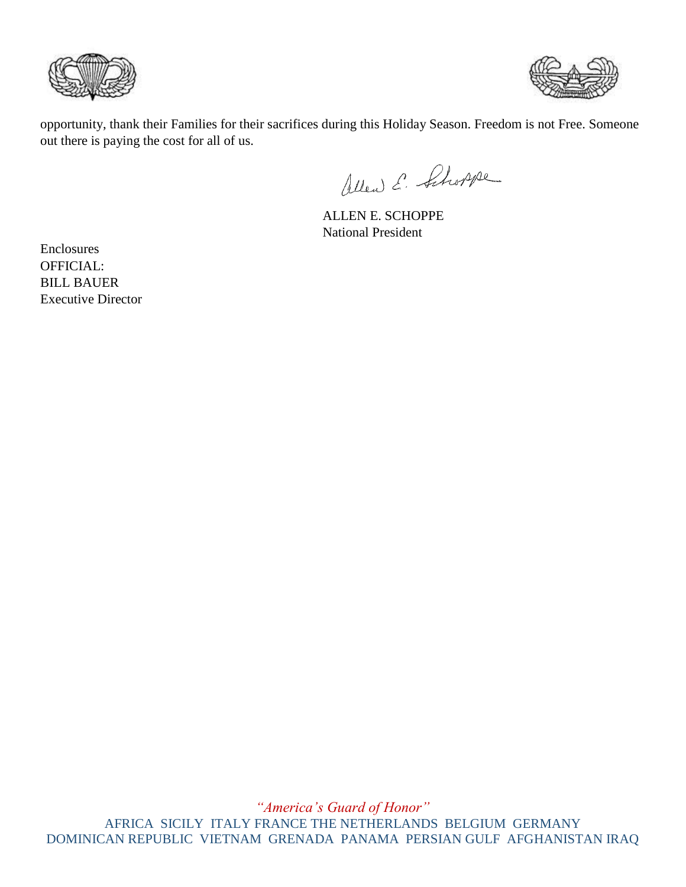opportunity, thank their Families for their sacrifices during this Holiday Season. Freedom is not Free. Someone out there is paying the cost for all of us.

Allen E. Schoppe

ALLEN E. SCHOPPE
National President

Enclosures
OFFICIAL:
BILL BAUER
Executive Director

*"America's Guard of Honor"*

AFRICA SICILY ITALY FRANCE THE NETHERLANDS BELGIUM GERMANY DOMINICAN REPUBLIC VIETNAM GRENADA PANAMA PERSIAN GULF AFGHANISTAN IRAQ